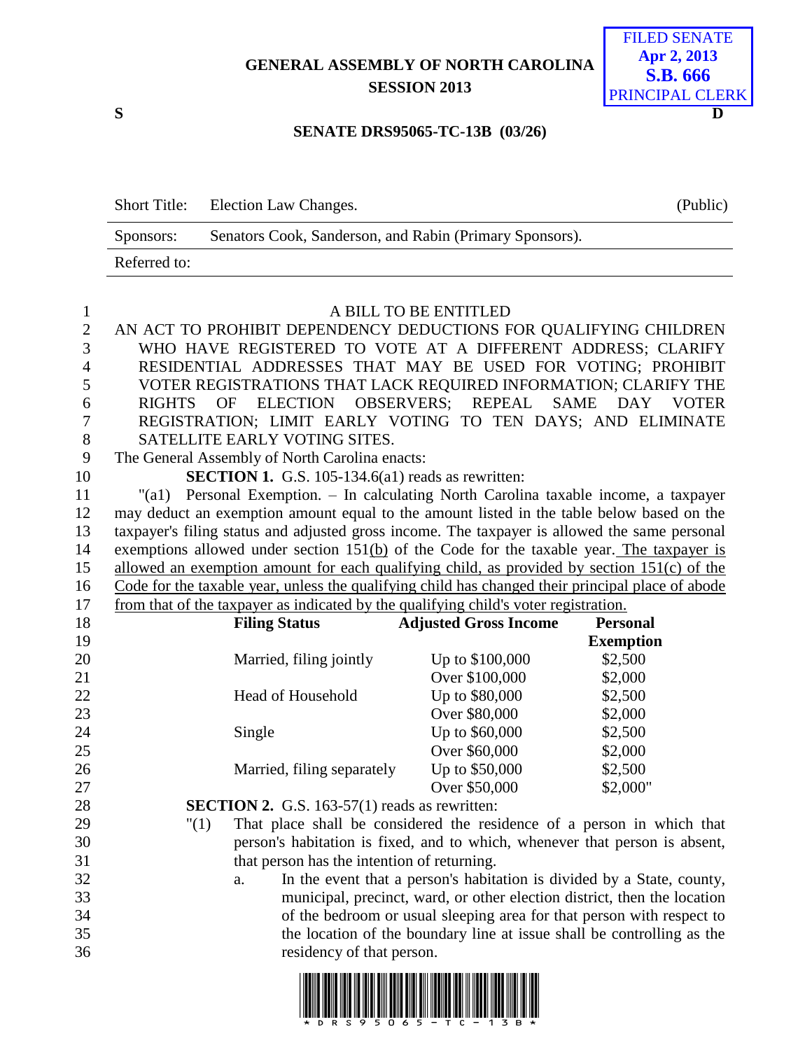GENERAL ASSEMBLY OF NORTH CAROLINA
SESSION 2013

FILED SENATE
Apr 2, 2013
S.B. 666
PRINCIPAL CLERK

S D

**SENATE DRS95065-TC-13B (03/26)**

| | | |
|---|---|---|
| Short Title: | Election Law Changes. | (Public) |
| Sponsors: | Senators Cook, Sanderson, and Rabin (Primary Sponsors). | |
| Referred to: | | |

A BILL TO BE ENTITLED

AN ACT TO PROHIBIT DEPENDENCY DEDUCTIONS FOR QUALIFYING CHILDREN WHO HAVE REGISTERED TO VOTE AT A DIFFERENT ADDRESS; CLARIFY RESIDENTIAL ADDRESSES THAT MAY BE USED FOR VOTING; PROHIBIT VOTER REGISTRATIONS THAT LACK REQUIRED INFORMATION; CLARIFY THE RIGHTS OF ELECTION OBSERVERS; REPEAL SAME DAY VOTER REGISTRATION; LIMIT EARLY VOTING TO TEN DAYS; AND ELIMINATE SATELLITE EARLY VOTING SITES.

The General Assembly of North Carolina enacts:

**SECTION 1.** G.S. 105-134.6(a1) reads as rewritten:

"(a1) Personal Exemption. – In calculating North Carolina taxable income, a taxpayer may deduct an exemption amount equal to the amount listed in the table below based on the taxpayer's filing status and adjusted gross income. The taxpayer is allowed the same personal exemptions allowed under section 151<u>(b)</u> of the Code for the taxable year.<u> The taxpayer is allowed an exemption amount for each qualifying child, as provided by section 151(c) of the Code for the taxable year, unless the qualifying child has changed their principal place of abode from that of the taxpayer as indicated by the qualifying child's voter registration.</u>

| **Filing Status** | **Adjusted Gross Income** | **Personal Exemption** |
|---|---|---|
| Married, filing jointly | Up to $100,000 | $2,500 |
| | Over $100,000 | $2,000 |
| Head of Household | Up to $80,000 | $2,500 |
| | Over $80,000 | $2,000 |
| Single | Up to $60,000 | $2,500 |
| | Over $60,000 | $2,000 |
| Married, filing separately | Up to $50,000 | $2,500 |
| | Over $50,000 | $2,000" |

**SECTION 2.** G.S. 163-57(1) reads as rewritten:

"(1) That place shall be considered the residence of a person in which that person's habitation is fixed, and to which, whenever that person is absent, that person has the intention of returning.

a. In the event that a person's habitation is divided by a State, county, municipal, precinct, ward, or other election district, then the location of the bedroom or usual sleeping area for that person with respect to the location of the boundary line at issue shall be controlling as the residency of that person.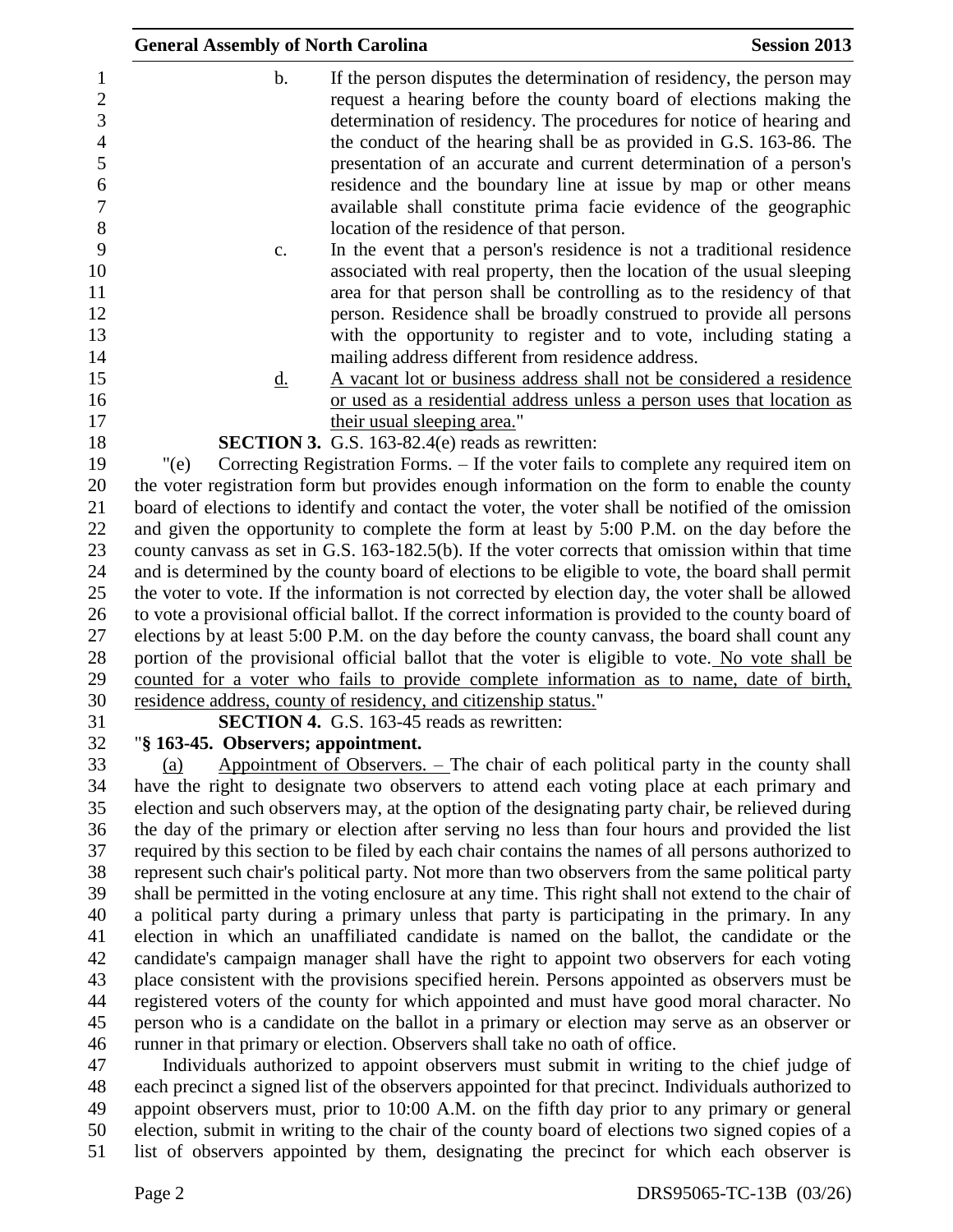b. If the person disputes the determination of residency, the person may request a hearing before the county board of elections making the determination of residency. The procedures for notice of hearing and the conduct of the hearing shall be as provided in G.S. 163-86. The presentation of an accurate and current determination of a person's residence and the boundary line at issue by map or other means available shall constitute prima facie evidence of the geographic location of the residence of that person.

c. In the event that a person's residence is not a traditional residence associated with real property, then the location of the usual sleeping area for that person shall be controlling as to the residency of that person. Residence shall be broadly construed to provide all persons with the opportunity to register and to vote, including stating a mailing address different from residence address.

<u>d.</u> <u>A vacant lot or business address shall not be considered a residence or used as a residential address unless a person uses that location as their usual sleeping area.</u>"

**SECTION 3.** G.S. 163-82.4(e) reads as rewritten:

"(e) Correcting Registration Forms. – If the voter fails to complete any required item on the voter registration form but provides enough information on the form to enable the county board of elections to identify and contact the voter, the voter shall be notified of the omission and given the opportunity to complete the form at least by 5:00 P.M. on the day before the county canvass as set in G.S. 163-182.5(b). If the voter corrects that omission within that time and is determined by the county board of elections to be eligible to vote, the board shall permit the voter to vote. If the information is not corrected by election day, the voter shall be allowed to vote a provisional official ballot. If the correct information is provided to the county board of elections by at least 5:00 P.M. on the day before the county canvass, the board shall count any portion of the provisional official ballot that the voter is eligible to vote.<u> No vote shall be counted for a voter who fails to provide complete information as to name, date of birth, residence address, county of residency, and citizenship status.</u>"

**SECTION 4.** G.S. 163-45 reads as rewritten:

"**§ 163-45. Observers; appointment.**

<u>(a)</u> <u>Appointment of Observers. – </u>The chair of each political party in the county shall have the right to designate two observers to attend each voting place at each primary and election and such observers may, at the option of the designating party chair, be relieved during the day of the primary or election after serving no less than four hours and provided the list required by this section to be filed by each chair contains the names of all persons authorized to represent such chair's political party. Not more than two observers from the same political party shall be permitted in the voting enclosure at any time. This right shall not extend to the chair of a political party during a primary unless that party is participating in the primary. In any election in which an unaffiliated candidate is named on the ballot, the candidate or the candidate's campaign manager shall have the right to appoint two observers for each voting place consistent with the provisions specified herein. Persons appointed as observers must be registered voters of the county for which appointed and must have good moral character. No person who is a candidate on the ballot in a primary or election may serve as an observer or runner in that primary or election. Observers shall take no oath of office.

Individuals authorized to appoint observers must submit in writing to the chief judge of each precinct a signed list of the observers appointed for that precinct. Individuals authorized to appoint observers must, prior to 10:00 A.M. on the fifth day prior to any primary or general election, submit in writing to the chair of the county board of elections two signed copies of a list of observers appointed by them, designating the precinct for which each observer is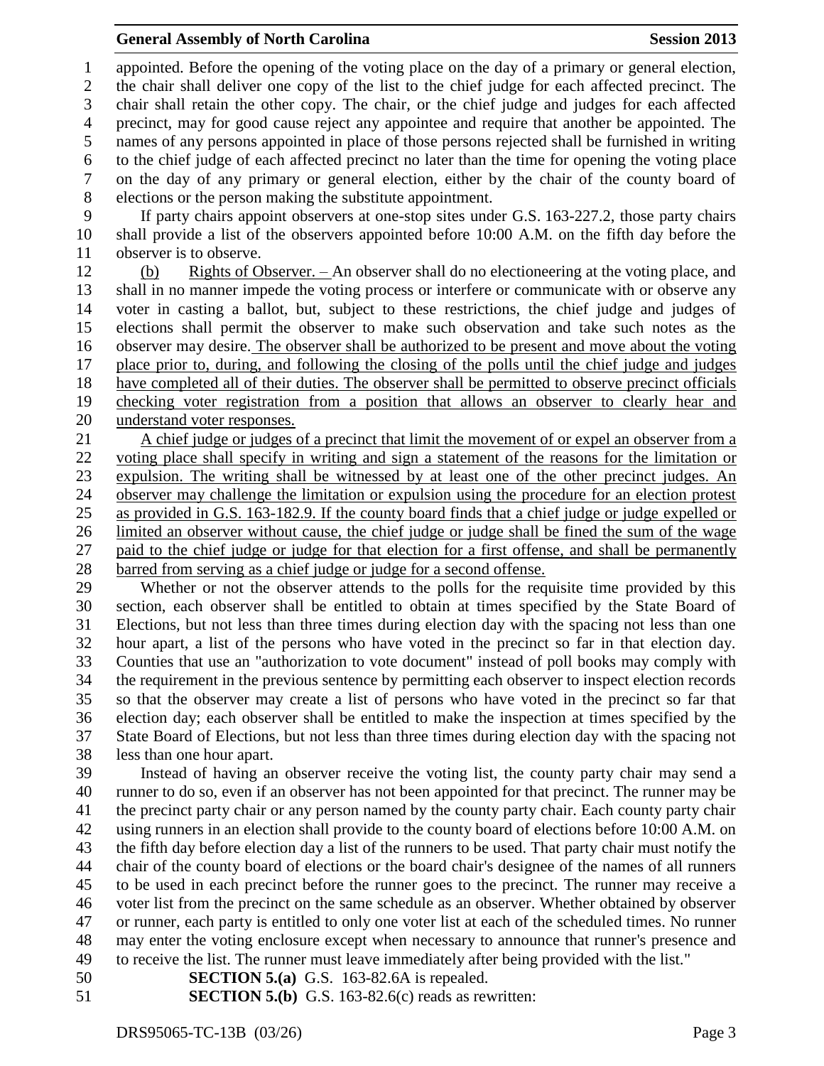appointed. Before the opening of the voting place on the day of a primary or general election, the chair shall deliver one copy of the list to the chief judge for each affected precinct. The chair shall retain the other copy. The chair, or the chief judge and judges for each affected precinct, may for good cause reject any appointee and require that another be appointed. The names of any persons appointed in place of those persons rejected shall be furnished in writing to the chief judge of each affected precinct no later than the time for opening the voting place on the day of any primary or general election, either by the chair of the county board of elections or the person making the substitute appointment.

If party chairs appoint observers at one-stop sites under G.S. 163-227.2, those party chairs shall provide a list of the observers appointed before 10:00 A.M. on the fifth day before the observer is to observe.

(b) Rights of Observer. – An observer shall do no electioneering at the voting place, and shall in no manner impede the voting process or interfere or communicate with or observe any voter in casting a ballot, but, subject to these restrictions, the chief judge and judges of elections shall permit the observer to make such observation and take such notes as the observer may desire. The observer shall be authorized to be present and move about the voting place prior to, during, and following the closing of the polls until the chief judge and judges have completed all of their duties. The observer shall be permitted to observe precinct officials checking voter registration from a position that allows an observer to clearly hear and understand voter responses.

A chief judge or judges of a precinct that limit the movement of or expel an observer from a voting place shall specify in writing and sign a statement of the reasons for the limitation or expulsion. The writing shall be witnessed by at least one of the other precinct judges. An observer may challenge the limitation or expulsion using the procedure for an election protest as provided in G.S. 163-182.9. If the county board finds that a chief judge or judge expelled or limited an observer without cause, the chief judge or judge shall be fined the sum of the wage paid to the chief judge or judge for that election for a first offense, and shall be permanently barred from serving as a chief judge or judge for a second offense.

Whether or not the observer attends to the polls for the requisite time provided by this section, each observer shall be entitled to obtain at times specified by the State Board of Elections, but not less than three times during election day with the spacing not less than one hour apart, a list of the persons who have voted in the precinct so far in that election day. Counties that use an "authorization to vote document" instead of poll books may comply with the requirement in the previous sentence by permitting each observer to inspect election records so that the observer may create a list of persons who have voted in the precinct so far that election day; each observer shall be entitled to make the inspection at times specified by the State Board of Elections, but not less than three times during election day with the spacing not less than one hour apart.

Instead of having an observer receive the voting list, the county party chair may send a runner to do so, even if an observer has not been appointed for that precinct. The runner may be the precinct party chair or any person named by the county party chair. Each county party chair using runners in an election shall provide to the county board of elections before 10:00 A.M. on the fifth day before election day a list of the runners to be used. That party chair must notify the chair of the county board of elections or the board chair's designee of the names of all runners to be used in each precinct before the runner goes to the precinct. The runner may receive a voter list from the precinct on the same schedule as an observer. Whether obtained by observer or runner, each party is entitled to only one voter list at each of the scheduled times. No runner may enter the voting enclosure except when necessary to announce that runner's presence and to receive the list. The runner must leave immediately after being provided with the list."

**SECTION 5.(a)** G.S. 163-82.6A is repealed.

**SECTION 5.(b)** G.S. 163-82.6(c) reads as rewritten: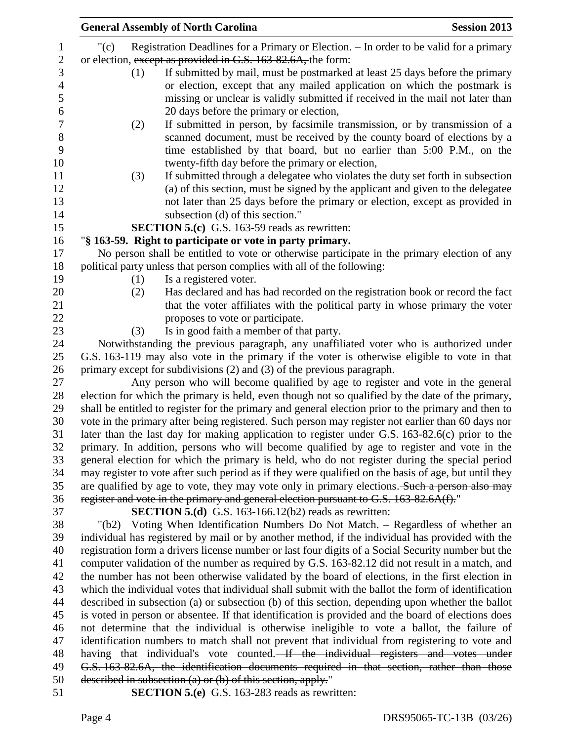"(c) Registration Deadlines for a Primary or Election. – In order to be valid for a primary or election, ~~except as provided in G.S. 163-82.6A,~~ the form:

(1) If submitted by mail, must be postmarked at least 25 days before the primary or election, except that any mailed application on which the postmark is missing or unclear is validly submitted if received in the mail not later than 20 days before the primary or election,

(2) If submitted in person, by facsimile transmission, or by transmission of a scanned document, must be received by the county board of elections by a time established by that board, but no earlier than 5:00 P.M., on the twenty-fifth day before the primary or election,

(3) If submitted through a delegatee who violates the duty set forth in subsection (a) of this section, must be signed by the applicant and given to the delegatee not later than 25 days before the primary or election, except as provided in subsection (d) of this section."

**SECTION 5.(c)** G.S. 163-59 reads as rewritten:

"**§ 163-59. Right to participate or vote in party primary.**

No person shall be entitled to vote or otherwise participate in the primary election of any political party unless that person complies with all of the following:

(1) Is a registered voter.

(2) Has declared and has had recorded on the registration book or record the fact that the voter affiliates with the political party in whose primary the voter proposes to vote or participate.

(3) Is in good faith a member of that party.

Notwithstanding the previous paragraph, any unaffiliated voter who is authorized under G.S. 163-119 may also vote in the primary if the voter is otherwise eligible to vote in that primary except for subdivisions (2) and (3) of the previous paragraph.

Any person who will become qualified by age to register and vote in the general election for which the primary is held, even though not so qualified by the date of the primary, shall be entitled to register for the primary and general election prior to the primary and then to vote in the primary after being registered. Such person may register not earlier than 60 days nor later than the last day for making application to register under G.S. 163-82.6(c) prior to the primary. In addition, persons who will become qualified by age to register and vote in the general election for which the primary is held, who do not register during the special period may register to vote after such period as if they were qualified on the basis of age, but until they are qualified by age to vote, they may vote only in primary elections.~~ Such a person also may register and vote in the primary and general election pursuant to G.S. 163-82.6A(f).~~"

**SECTION 5.(d)** G.S. 163-166.12(b2) reads as rewritten:

"(b2) Voting When Identification Numbers Do Not Match. – Regardless of whether an individual has registered by mail or by another method, if the individual has provided with the registration form a drivers license number or last four digits of a Social Security number but the computer validation of the number as required by G.S. 163-82.12 did not result in a match, and the number has not been otherwise validated by the board of elections, in the first election in which the individual votes that individual shall submit with the ballot the form of identification described in subsection (a) or subsection (b) of this section, depending upon whether the ballot is voted in person or absentee. If that identification is provided and the board of elections does not determine that the individual is otherwise ineligible to vote a ballot, the failure of identification numbers to match shall not prevent that individual from registering to vote and having that individual's vote counted.~~ If the individual registers and votes under G.S. 163-82.6A, the identification documents required in that section, rather than those described in subsection (a) or (b) of this section, apply.~~"

**SECTION 5.(e)** G.S. 163-283 reads as rewritten: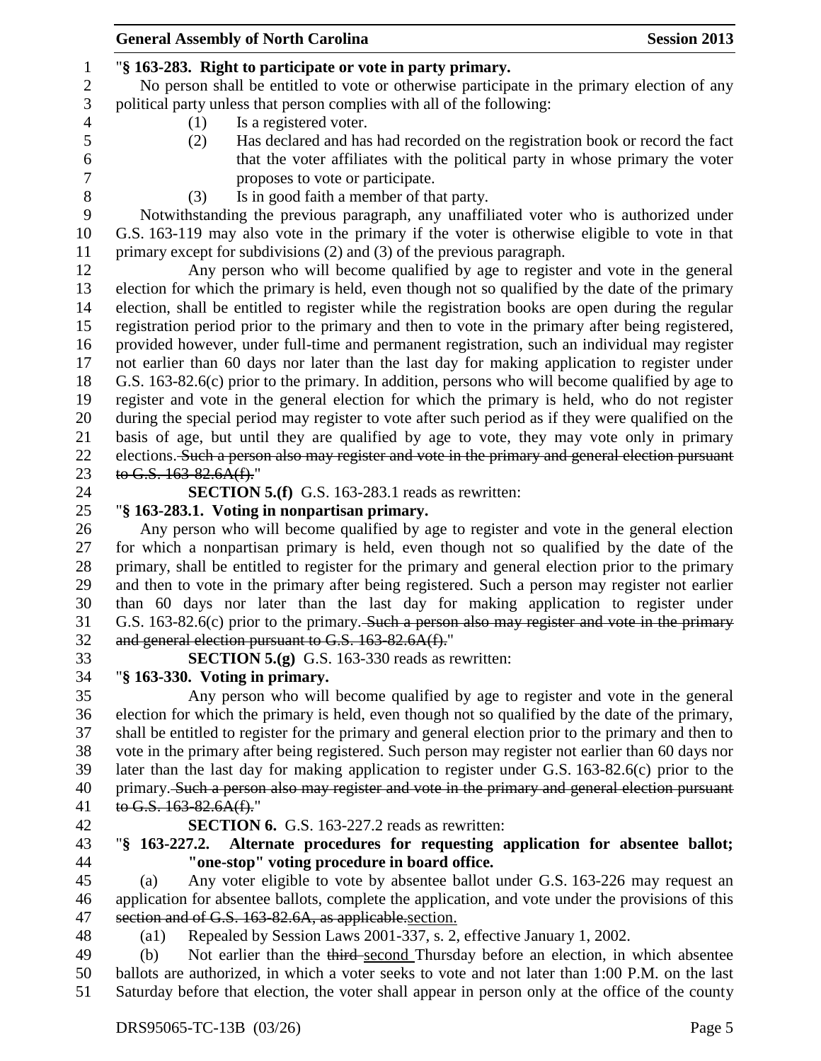"**§ 163-283. Right to participate or vote in party primary.**

No person shall be entitled to vote or otherwise participate in the primary election of any political party unless that person complies with all of the following:

(1) Is a registered voter.

(2) Has declared and has had recorded on the registration book or record the fact that the voter affiliates with the political party in whose primary the voter proposes to vote or participate.

(3) Is in good faith a member of that party.

Notwithstanding the previous paragraph, any unaffiliated voter who is authorized under G.S. 163-119 may also vote in the primary if the voter is otherwise eligible to vote in that primary except for subdivisions (2) and (3) of the previous paragraph.

Any person who will become qualified by age to register and vote in the general election for which the primary is held, even though not so qualified by the date of the primary election, shall be entitled to register while the registration books are open during the regular registration period prior to the primary and then to vote in the primary after being registered, provided however, under full-time and permanent registration, such an individual may register not earlier than 60 days nor later than the last day for making application to register under G.S. 163-82.6(c) prior to the primary. In addition, persons who will become qualified by age to register and vote in the general election for which the primary is held, who do not register during the special period may register to vote after such period as if they were qualified on the basis of age, but until they are qualified by age to vote, they may vote only in primary elections. ~~Such a person also may register and vote in the primary and general election pursuant to G.S. 163-82.6A(f).~~"

**SECTION 5.(f)** G.S. 163-283.1 reads as rewritten:

"**§ 163-283.1. Voting in nonpartisan primary.**

Any person who will become qualified by age to register and vote in the general election for which a nonpartisan primary is held, even though not so qualified by the date of the primary, shall be entitled to register for the primary and general election prior to the primary and then to vote in the primary after being registered. Such a person may register not earlier than 60 days nor later than the last day for making application to register under G.S. 163-82.6(c) prior to the primary. ~~Such a person also may register and vote in the primary and general election pursuant to G.S. 163-82.6A(f).~~"

**SECTION 5.(g)** G.S. 163-330 reads as rewritten:

"**§ 163-330. Voting in primary.**

Any person who will become qualified by age to register and vote in the general election for which the primary is held, even though not so qualified by the date of the primary, shall be entitled to register for the primary and general election prior to the primary and then to vote in the primary after being registered. Such person may register not earlier than 60 days nor later than the last day for making application to register under G.S. 163-82.6(c) prior to the primary. ~~Such a person also may register and vote in the primary and general election pursuant to G.S. 163-82.6A(f).~~"

**SECTION 6.** G.S. 163-227.2 reads as rewritten:

"**§ 163-227.2. Alternate procedures for requesting application for absentee ballot; "one-stop" voting procedure in board office.**

(a) Any voter eligible to vote by absentee ballot under G.S. 163-226 may request an application for absentee ballots, complete the application, and vote under the provisions of this ~~section and of G.S. 163-82.6A, as applicable.~~section.

(a1) Repealed by Session Laws 2001-337, s. 2, effective January 1, 2002.

(b) Not earlier than the ~~third~~ second Thursday before an election, in which absentee ballots are authorized, in which a voter seeks to vote and not later than 1:00 P.M. on the last Saturday before that election, the voter shall appear in person only at the office of the county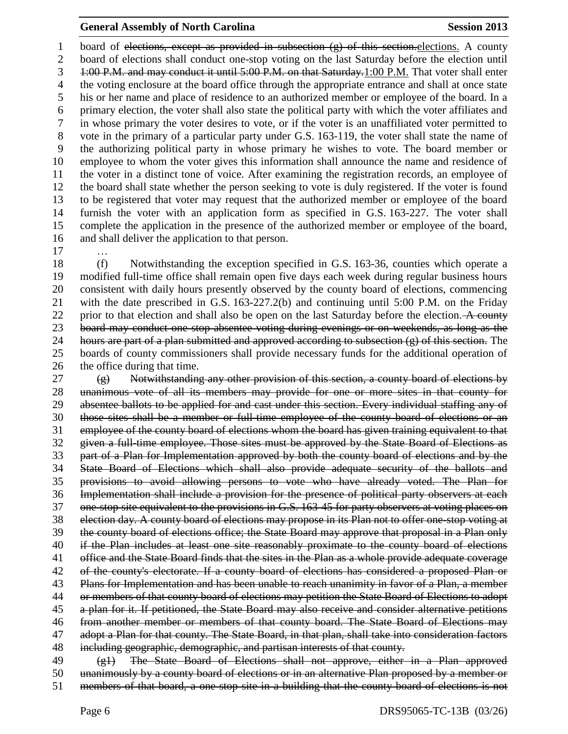board of ~~elections, except as provided in subsection (g) of this section.~~<u>elections.</u> A county board of elections shall conduct one-stop voting on the last Saturday before the election until ~~1:00 P.M. and may conduct it until 5:00 P.M. on that Saturday.~~<u>1:00 P.M.</u> That voter shall enter the voting enclosure at the board office through the appropriate entrance and shall at once state his or her name and place of residence to an authorized member or employee of the board. In a primary election, the voter shall also state the political party with which the voter affiliates and in whose primary the voter desires to vote, or if the voter is an unaffiliated voter permitted to vote in the primary of a particular party under G.S. 163-119, the voter shall state the name of the authorizing political party in whose primary he wishes to vote. The board member or employee to whom the voter gives this information shall announce the name and residence of the voter in a distinct tone of voice. After examining the registration records, an employee of the board shall state whether the person seeking to vote is duly registered. If the voter is found to be registered that voter may request that the authorized member or employee of the board furnish the voter with an application form as specified in G.S. 163-227. The voter shall complete the application in the presence of the authorized member or employee of the board, and shall deliver the application to that person.

…

(f) Notwithstanding the exception specified in G.S. 163-36, counties which operate a modified full-time office shall remain open five days each week during regular business hours consistent with daily hours presently observed by the county board of elections, commencing with the date prescribed in G.S. 163-227.2(b) and continuing until 5:00 P.M. on the Friday prior to that election and shall also be open on the last Saturday before the election. ~~A county board may conduct one-stop absentee voting during evenings or on weekends, as long as the hours are part of a plan submitted and approved according to subsection (g) of this section.~~ The boards of county commissioners shall provide necessary funds for the additional operation of the office during that time.

~~(g) Notwithstanding any other provision of this section, a county board of elections by unanimous vote of all its members may provide for one or more sites in that county for absentee ballots to be applied for and cast under this section. Every individual staffing any of those sites shall be a member or full-time employee of the county board of elections or an employee of the county board of elections whom the board has given training equivalent to that given a full-time employee. Those sites must be approved by the State Board of Elections as part of a Plan for Implementation approved by both the county board of elections and by the State Board of Elections which shall also provide adequate security of the ballots and provisions to avoid allowing persons to vote who have already voted. The Plan for Implementation shall include a provision for the presence of political party observers at each one-stop site equivalent to the provisions in G.S. 163-45 for party observers at voting places on election day. A county board of elections may propose in its Plan not to offer one-stop voting at the county board of elections office; the State Board may approve that proposal in a Plan only if the Plan includes at least one site reasonably proximate to the county board of elections office and the State Board finds that the sites in the Plan as a whole provide adequate coverage of the county's electorate. If a county board of elections has considered a proposed Plan or Plans for Implementation and has been unable to reach unanimity in favor of a Plan, a member or members of that county board of elections may petition the State Board of Elections to adopt a plan for it. If petitioned, the State Board may also receive and consider alternative petitions from another member or members of that county board. The State Board of Elections may adopt a Plan for that county. The State Board, in that plan, shall take into consideration factors including geographic, demographic, and partisan interests of that county.~~

~~(g1) The State Board of Elections shall not approve, either in a Plan approved unanimously by a county board of elections or in an alternative Plan proposed by a member or members of that board, a one-stop site in a building that the county board of elections is not~~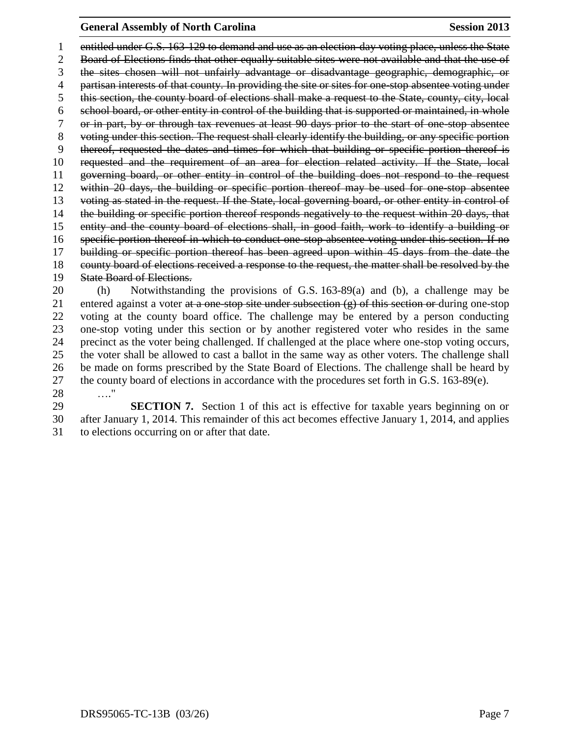~~entitled under G.S. 163-129 to demand and use as an election-day voting place, unless the State Board of Elections finds that other equally suitable sites were not available and that the use of the sites chosen will not unfairly advantage or disadvantage geographic, demographic, or partisan interests of that county. In providing the site or sites for one-stop absentee voting under this section, the county board of elections shall make a request to the State, county, city, local school board, or other entity in control of the building that is supported or maintained, in whole or in part, by or through tax revenues at least 90 days prior to the start of one-stop absentee voting under this section. The request shall clearly identify the building, or any specific portion thereof, requested the dates and times for which that building or specific portion thereof is requested and the requirement of an area for election related activity. If the State, local governing board, or other entity in control of the building does not respond to the request within 20 days, the building or specific portion thereof may be used for one-stop absentee voting as stated in the request. If the State, local governing board, or other entity in control of the building or specific portion thereof responds negatively to the request within 20 days, that entity and the county board of elections shall, in good faith, work to identify a building or specific portion thereof in which to conduct one-stop absentee voting under this section. If no building or specific portion thereof has been agreed upon within 45 days from the date the county board of elections received a response to the request, the matter shall be resolved by the State Board of Elections.~~

(h) Notwithstanding the provisions of G.S. 163-89(a) and (b), a challenge may be entered against a voter ~~at a one-stop site under subsection (g) of this section or~~ during one-stop voting at the county board office. The challenge may be entered by a person conducting one-stop voting under this section or by another registered voter who resides in the same precinct as the voter being challenged. If challenged at the place where one-stop voting occurs, the voter shall be allowed to cast a ballot in the same way as other voters. The challenge shall be made on forms prescribed by the State Board of Elections. The challenge shall be heard by the county board of elections in accordance with the procedures set forth in G.S. 163-89(e).

…."

**SECTION 7.** Section 1 of this act is effective for taxable years beginning on or after January 1, 2014. This remainder of this act becomes effective January 1, 2014, and applies to elections occurring on or after that date.